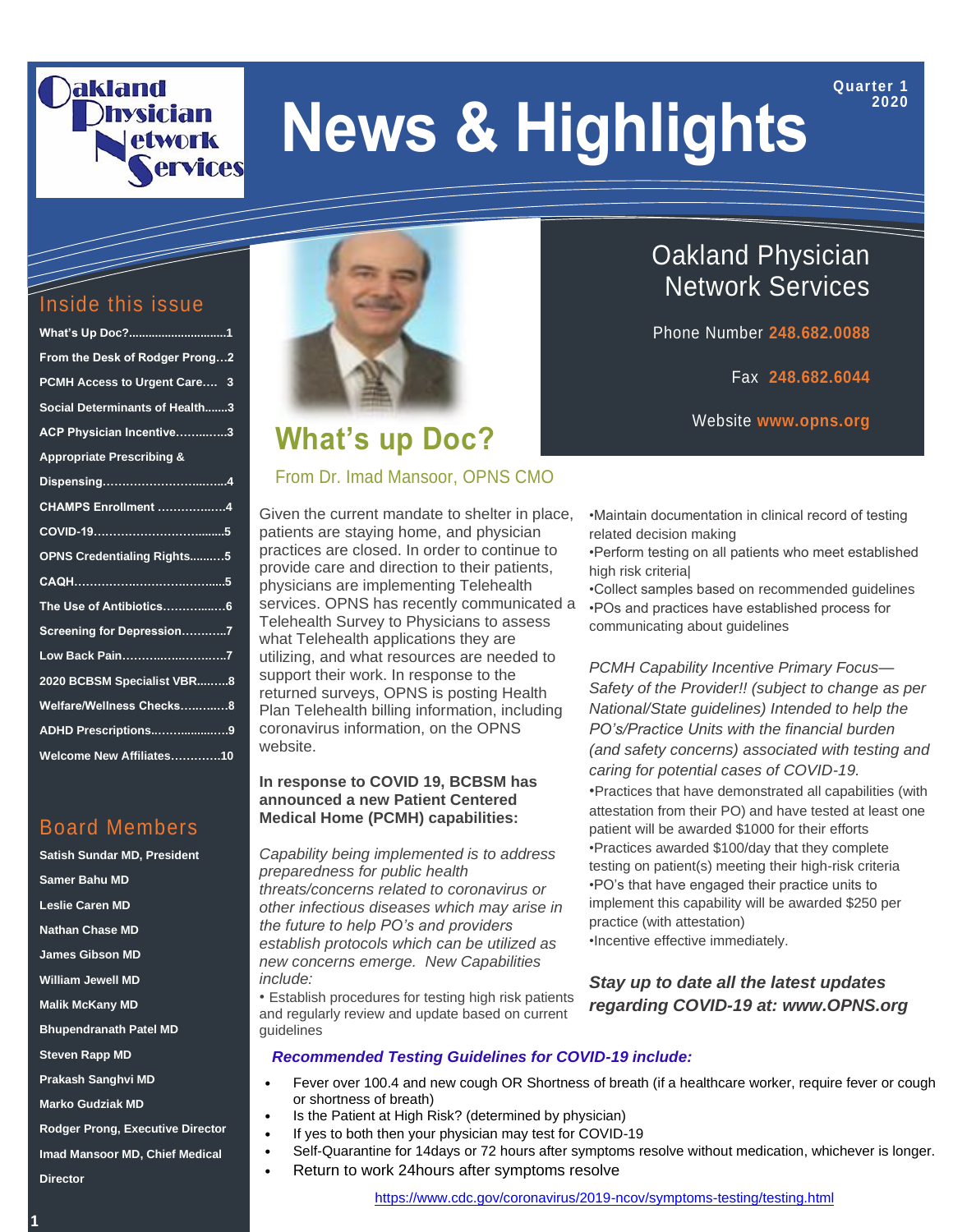# Oakland Physician Network Services

# News & Highlights

Quarter 1 2020

## Inside this issue

- What's Up Doc?.............................1
- From the Desk of Rodger Prong…2
- PCMH Access to Urgent Care…. 3
- Social Determinants of Health.......3
- ACP Physician Incentive…….…….3
- Appropriate Prescribing & Dispensing…………………..……..4
- CHAMPS Enrollment ……………..4
- COVID-19…………………….........5
- OPNS Credentialing Rights..........5
- CAQH……………..……………......5
- The Use of Antibiotics……….…...6
- Screening for Depression…….…..7
- Low Back Pain………..…….……..7
- 2020 BCBSM Specialist VBR….....8
- Welfare/Wellness Checks………...8
- ADHD Prescriptions..…………..….9
- Welcome New Affiliates…………10

## Board Members

- Satish Sundar MD, President
- Samer Bahu MD
- Leslie Caren MD
- Nathan Chase MD
- James Gibson MD
- William Jewell MD
- Malik McKany MD
- Bhupendranath Patel MD
- Steven Rapp MD
- Prakash Sanghvi MD
- Marko Gudziak MD
- Rodger Prong, Executive Director
- Imad Mansoor MD, Chief Medical Director

## Oakland Physician Network Services

Phone Number **248.682.0088**

Fax **248.682.6044**

Website **www.opns.org**

## What's up Doc?

From Dr. Imad Mansoor, OPNS CMO

Given the current mandate to shelter in place, patients are staying home, and physician practices are closed. In order to continue to provide care and direction to their patients, physicians are implementing Telehealth services. OPNS has recently communicated a Telehealth Survey to Physicians to assess what Telehealth applications they are utilizing, and what resources are needed to support their work. In response to the returned surveys, OPNS is posting Health Plan Telehealth billing information, including coronavirus information, on the OPNS website.

**In response to COVID 19, BCBSM has announced a new Patient Centered Medical Home (PCMH) capabilities:**

*Capability being implemented is to address preparedness for public health threats/concerns related to coronavirus or other infectious diseases which may arise in the future to help PO's and providers establish protocols which can be utilized as new concerns emerge. New Capabilities include:*

- Establish procedures for testing high risk patients and regularly review and update based on current guidelines
- Maintain documentation in clinical record of testing related decision making
- Perform testing on all patients who meet established high risk criteria|
- Collect samples based on recommended guidelines
- POs and practices have established process for communicating about guidelines

*PCMH Capability Incentive Primary Focus—Safety of the Provider!! (subject to change as per National/State guidelines) Intended to help the PO's/Practice Units with the financial burden (and safety concerns) associated with testing and caring for potential cases of COVID-19.*

- Practices that have demonstrated all capabilities (with attestation from their PO) and have tested at least one patient will be awarded $1000 for their efforts
- Practices awarded $100/day that they complete testing on patient(s) meeting their high-risk criteria
- PO's that have engaged their practice units to implement this capability will be awarded $250 per practice (with attestation)
- Incentive effective immediately.

***Stay up to date all the latest updates regarding COVID-19 at: www.OPNS.org***

***Recommended Testing Guidelines for COVID-19 include:***

- Fever over 100.4 and new cough OR Shortness of breath (if a healthcare worker, require fever or cough or shortness of breath)
- Is the Patient at High Risk? (determined by physician)
- If yes to both then your physician may test for COVID-19
- Self-Quarantine for 14days or 72 hours after symptoms resolve without medication, whichever is longer.
- Return to work 24hours after symptoms resolve

https://www.cdc.gov/coronavirus/2019-ncov/symptoms-testing/testing.html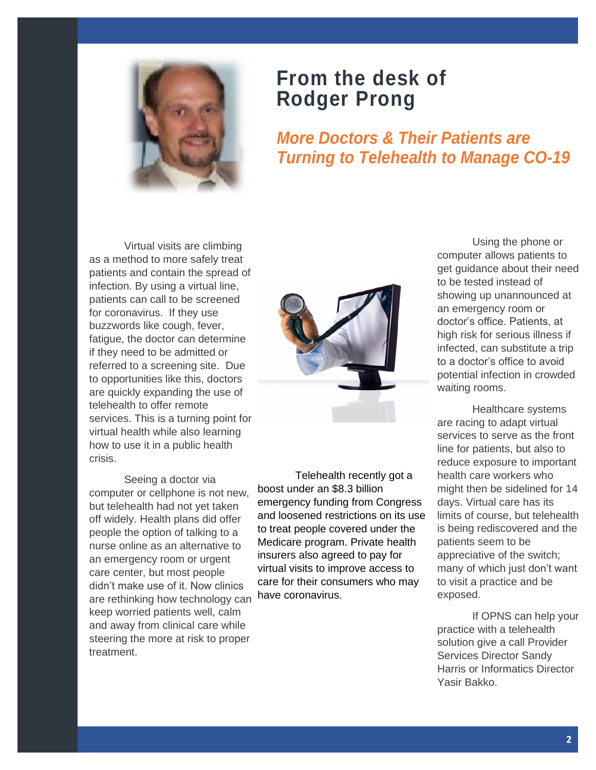# From the desk of Rodger Prong

## *More Doctors & Their Patients are Turning to Telehealth to Manage CO-19*

Virtual visits are climbing as a method to more safely treat patients and contain the spread of infection. By using a virtual line, patients can call to be screened for coronavirus. If they use buzzwords like cough, fever, fatigue, the doctor can determine if they need to be admitted or referred to a screening site. Due to opportunities like this, doctors are quickly expanding the use of telehealth to offer remote services. This is a turning point for virtual health while also learning how to use it in a public health crisis.

Seeing a doctor via computer or cellphone is not new, but telehealth had not yet taken off widely. Health plans did offer people the option of talking to a nurse online as an alternative to an emergency room or urgent care center, but most people didn't make use of it. Now clinics are rethinking how technology can keep worried patients well, calm and away from clinical care while steering the more at risk to proper treatment.

Telehealth recently got a boost under an $8.3 billion emergency funding from Congress and loosened restrictions on its use to treat people covered under the Medicare program. Private health insurers also agreed to pay for virtual visits to improve access to care for their consumers who may have coronavirus.

Using the phone or computer allows patients to get guidance about their need to be tested instead of showing up unannounced at an emergency room or doctor's office. Patients, at high risk for serious illness if infected, can substitute a trip to a doctor's office to avoid potential infection in crowded waiting rooms.

Healthcare systems are racing to adapt virtual services to serve as the front line for patients, but also to reduce exposure to important health care workers who might then be sidelined for 14 days. Virtual care has its limits of course, but telehealth is being rediscovered and the patients seem to be appreciative of the switch; many of which just don't want to visit a practice and be exposed.

If OPNS can help your practice with a telehealth solution give a call Provider Services Director Sandy Harris or Informatics Director Yasir Bakko.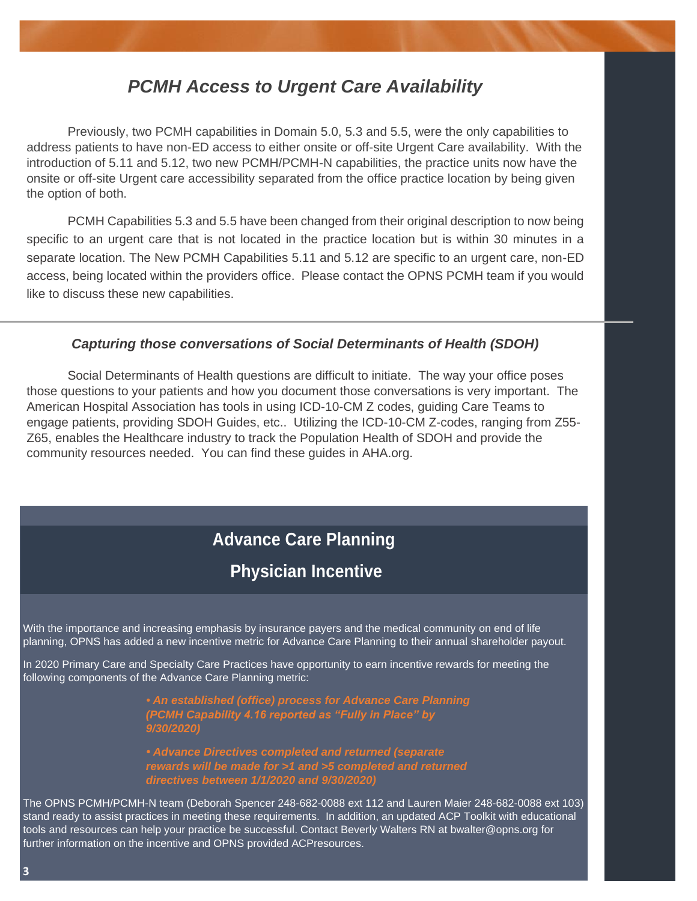## *PCMH Access to Urgent Care Availability*

Previously, two PCMH capabilities in Domain 5.0, 5.3 and 5.5, were the only capabilities to address patients to have non-ED access to either onsite or off-site Urgent Care availability. With the introduction of 5.11 and 5.12, two new PCMH/PCMH-N capabilities, the practice units now have the onsite or off-site Urgent care accessibility separated from the office practice location by being given the option of both.

PCMH Capabilities 5.3 and 5.5 have been changed from their original description to now being specific to an urgent care that is not located in the practice location but is within 30 minutes in a separate location. The New PCMH Capabilities 5.11 and 5.12 are specific to an urgent care, non-ED access, being located within the providers office. Please contact the OPNS PCMH team if you would like to discuss these new capabilities.

### *Capturing those conversations of Social Determinants of Health (SDOH)*

Social Determinants of Health questions are difficult to initiate. The way your office poses those questions to your patients and how you document those conversations is very important. The American Hospital Association has tools in using ICD-10-CM Z codes, guiding Care Teams to engage patients, providing SDOH Guides, etc.. Utilizing the ICD-10-CM Z-codes, ranging from Z55-Z65, enables the Healthcare industry to track the Population Health of SDOH and provide the community resources needed. You can find these guides in AHA.org.

## Advance Care Planning

## Physician Incentive

With the importance and increasing emphasis by insurance payers and the medical community on end of life planning, OPNS has added a new incentive metric for Advance Care Planning to their annual shareholder payout.

In 2020 Primary Care and Specialty Care Practices have opportunity to earn incentive rewards for meeting the following components of the Advance Care Planning metric:

- ***An established (office) process for Advance Care Planning (PCMH Capability 4.16 reported as "Fully in Place" by 9/30/2020)***
- ***Advance Directives completed and returned (separate rewards will be made for >1 and >5 completed and returned directives between 1/1/2020 and 9/30/2020)***

The OPNS PCMH/PCMH-N team (Deborah Spencer 248-682-0088 ext 112 and Lauren Maier 248-682-0088 ext 103) stand ready to assist practices in meeting these requirements. In addition, an updated ACP Toolkit with educational tools and resources can help your practice be successful. Contact Beverly Walters RN at bwalter@opns.org for further information on the incentive and OPNS provided ACPresources.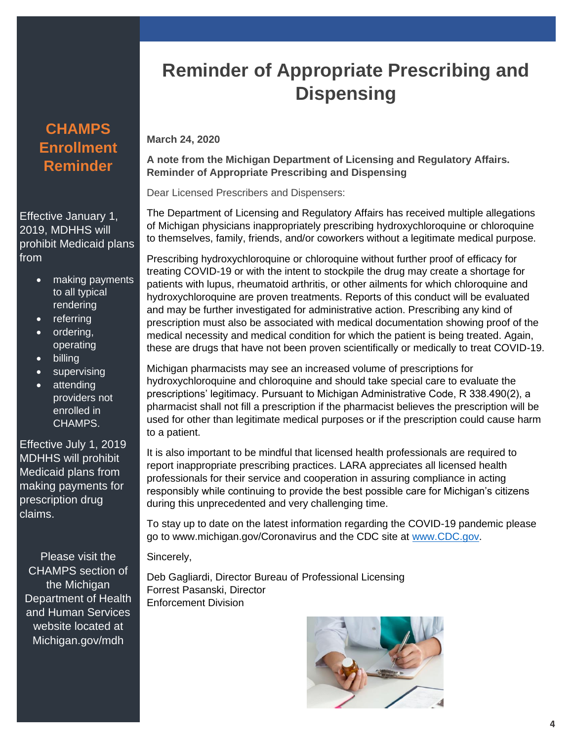# Reminder of Appropriate Prescribing and Dispensing

**March 24, 2020**

**A note from the Michigan Department of Licensing and Regulatory Affairs. Reminder of Appropriate Prescribing and Dispensing**

Dear Licensed Prescribers and Dispensers:

The Department of Licensing and Regulatory Affairs has received multiple allegations of Michigan physicians inappropriately prescribing hydroxychloroquine or chloroquine to themselves, family, friends, and/or coworkers without a legitimate medical purpose.

Prescribing hydroxychloroquine or chloroquine without further proof of efficacy for treating COVID-19 or with the intent to stockpile the drug may create a shortage for patients with lupus, rheumatoid arthritis, or other ailments for which chloroquine and hydroxychloroquine are proven treatments. Reports of this conduct will be evaluated and may be further investigated for administrative action. Prescribing any kind of prescription must also be associated with medical documentation showing proof of the medical necessity and medical condition for which the patient is being treated. Again, these are drugs that have not been proven scientifically or medically to treat COVID-19.

Michigan pharmacists may see an increased volume of prescriptions for hydroxychloroquine and chloroquine and should take special care to evaluate the prescriptions' legitimacy. Pursuant to Michigan Administrative Code, R 338.490(2), a pharmacist shall not fill a prescription if the pharmacist believes the prescription will be used for other than legitimate medical purposes or if the prescription could cause harm to a patient.

It is also important to be mindful that licensed health professionals are required to report inappropriate prescribing practices. LARA appreciates all licensed health professionals for their service and cooperation in assuring compliance in acting responsibly while continuing to provide the best possible care for Michigan's citizens during this unprecedented and very challenging time.

To stay up to date on the latest information regarding the COVID-19 pandemic please go to www.michigan.gov/Coronavirus and the CDC site at www.CDC.gov.

Sincerely,

Deb Gagliardi, Director Bureau of Professional Licensing
Forrest Pasanski, Director
Enforcement Division

## CHAMPS Enrollment Reminder

Effective January 1, 2019, MDHHS will prohibit Medicaid plans from

- making payments to all typical rendering
- referring
- ordering, operating
- billing
- supervising
- attending providers not enrolled in CHAMPS.

Effective July 1, 2019 MDHHS will prohibit Medicaid plans from making payments for prescription drug claims.

Please visit the CHAMPS section of the Michigan Department of Health and Human Services website located at Michigan.gov/mdh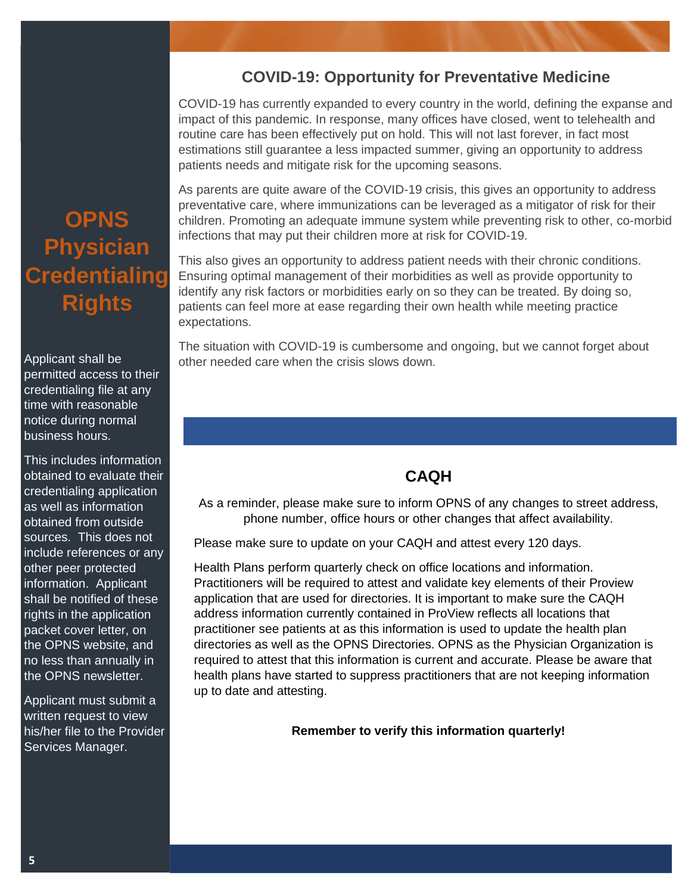## COVID-19: Opportunity for Preventative Medicine

COVID-19 has currently expanded to every country in the world, defining the expanse and impact of this pandemic. In response, many offices have closed, went to telehealth and routine care has been effectively put on hold. This will not last forever, in fact most estimations still guarantee a less impacted summer, giving an opportunity to address patients needs and mitigate risk for the upcoming seasons.

As parents are quite aware of the COVID-19 crisis, this gives an opportunity to address preventative care, where immunizations can be leveraged as a mitigator of risk for their children. Promoting an adequate immune system while preventing risk to other, co-morbid infections that may put their children more at risk for COVID-19.

This also gives an opportunity to address patient needs with their chronic conditions. Ensuring optimal management of their morbidities as well as provide opportunity to identify any risk factors or morbidities early on so they can be treated. By doing so, patients can feel more at ease regarding their own health while meeting practice expectations.

The situation with COVID-19 is cumbersome and ongoing, but we cannot forget about other needed care when the crisis slows down.

## CAQH

As a reminder, please make sure to inform OPNS of any changes to street address, phone number, office hours or other changes that affect availability.

Please make sure to update on your CAQH and attest every 120 days.

Health Plans perform quarterly check on office locations and information. Practitioners will be required to attest and validate key elements of their Proview application that are used for directories. It is important to make sure the CAQH address information currently contained in ProView reflects all locations that practitioner see patients at as this information is used to update the health plan directories as well as the OPNS Directories. OPNS as the Physician Organization is required to attest that this information is current and accurate. Please be aware that health plans have started to suppress practitioners that are not keeping information up to date and attesting.

**Remember to verify this information quarterly!**

## OPNS Physician Credentialing Rights

Applicant shall be permitted access to their credentialing file at any time with reasonable notice during normal business hours.

This includes information obtained to evaluate their credentialing application as well as information obtained from outside sources. This does not include references or any other peer protected information. Applicant shall be notified of these rights in the application packet cover letter, on the OPNS website, and no less than annually in the OPNS newsletter.

Applicant must submit a written request to view his/her file to the Provider Services Manager.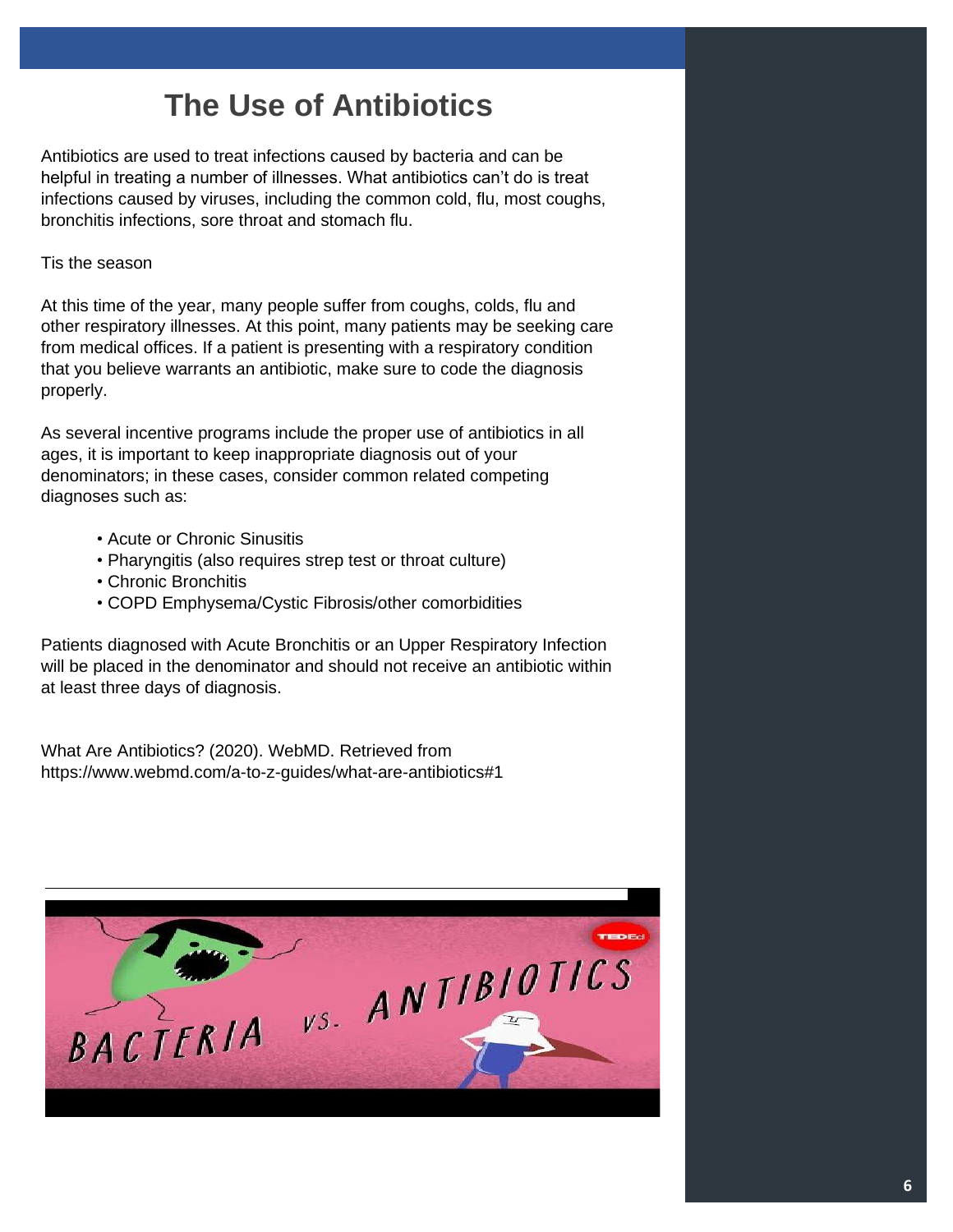# The Use of Antibiotics

Antibiotics are used to treat infections caused by bacteria and can be helpful in treating a number of illnesses. What antibiotics can't do is treat infections caused by viruses, including the common cold, flu, most coughs, bronchitis infections, sore throat and stomach flu.

Tis the season

At this time of the year, many people suffer from coughs, colds, flu and other respiratory illnesses. At this point, many patients may be seeking care from medical offices. If a patient is presenting with a respiratory condition that you believe warrants an antibiotic, make sure to code the diagnosis properly.

As several incentive programs include the proper use of antibiotics in all ages, it is important to keep inappropriate diagnosis out of your denominators; in these cases, consider common related competing diagnoses such as:

- Acute or Chronic Sinusitis
- Pharyngitis (also requires strep test or throat culture)
- Chronic Bronchitis
- COPD Emphysema/Cystic Fibrosis/other comorbidities

Patients diagnosed with Acute Bronchitis or an Upper Respiratory Infection will be placed in the denominator and should not receive an antibiotic within at least three days of diagnosis.

What Are Antibiotics? (2020). WebMD. Retrieved from https://www.webmd.com/a-to-z-guides/what-are-antibiotics#1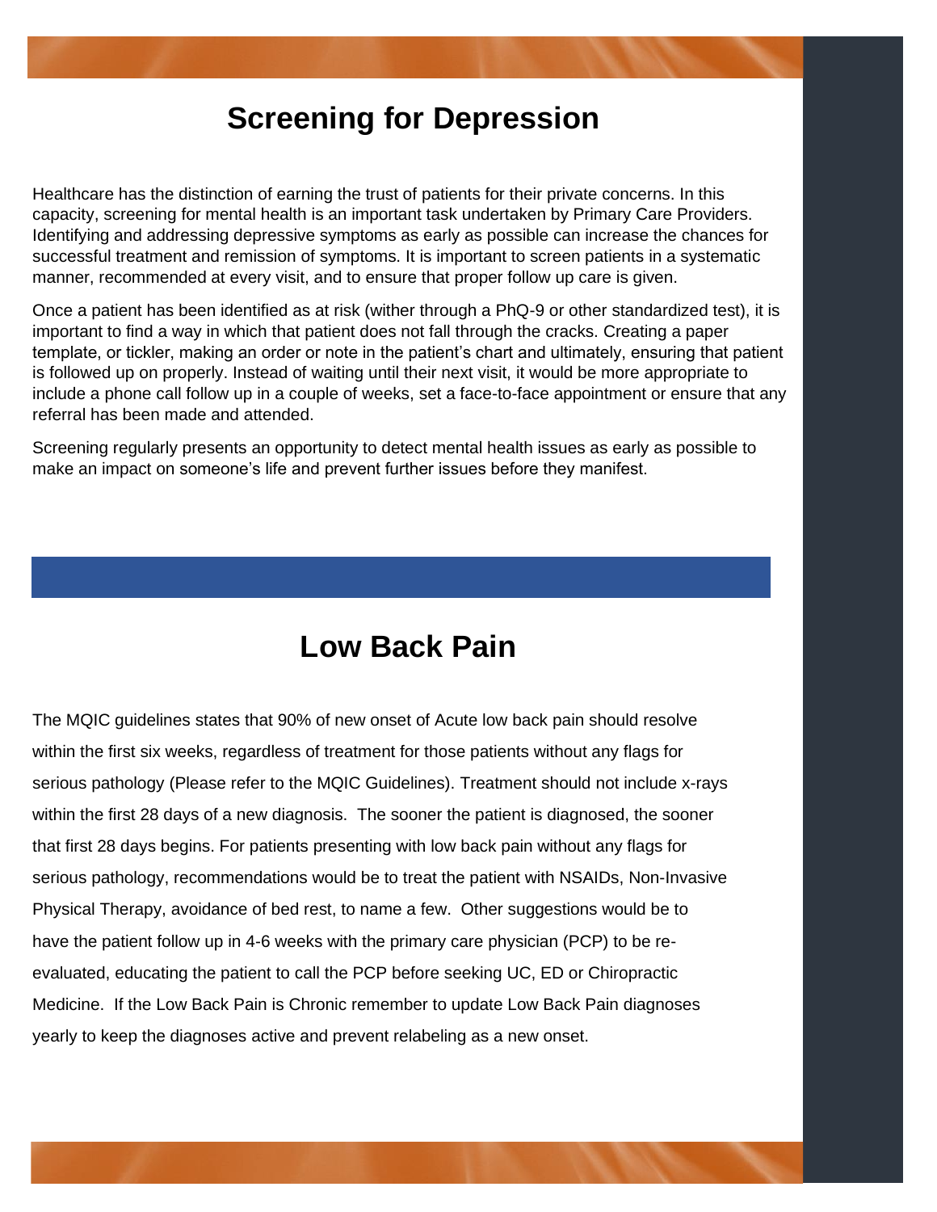# Screening for Depression

Healthcare has the distinction of earning the trust of patients for their private concerns. In this capacity, screening for mental health is an important task undertaken by Primary Care Providers. Identifying and addressing depressive symptoms as early as possible can increase the chances for successful treatment and remission of symptoms. It is important to screen patients in a systematic manner, recommended at every visit, and to ensure that proper follow up care is given.

Once a patient has been identified as at risk (wither through a PhQ-9 or other standardized test), it is important to find a way in which that patient does not fall through the cracks. Creating a paper template, or tickler, making an order or note in the patient's chart and ultimately, ensuring that patient is followed up on properly. Instead of waiting until their next visit, it would be more appropriate to include a phone call follow up in a couple of weeks, set a face-to-face appointment or ensure that any referral has been made and attended.

Screening regularly presents an opportunity to detect mental health issues as early as possible to make an impact on someone's life and prevent further issues before they manifest.

# Low Back Pain

The MQIC guidelines states that 90% of new onset of Acute low back pain should resolve within the first six weeks, regardless of treatment for those patients without any flags for serious pathology (Please refer to the MQIC Guidelines). Treatment should not include x-rays within the first 28 days of a new diagnosis. The sooner the patient is diagnosed, the sooner that first 28 days begins. For patients presenting with low back pain without any flags for serious pathology, recommendations would be to treat the patient with NSAIDs, Non-Invasive Physical Therapy, avoidance of bed rest, to name a few. Other suggestions would be to have the patient follow up in 4-6 weeks with the primary care physician (PCP) to be re-evaluated, educating the patient to call the PCP before seeking UC, ED or Chiropractic Medicine. If the Low Back Pain is Chronic remember to update Low Back Pain diagnoses yearly to keep the diagnoses active and prevent relabeling as a new onset.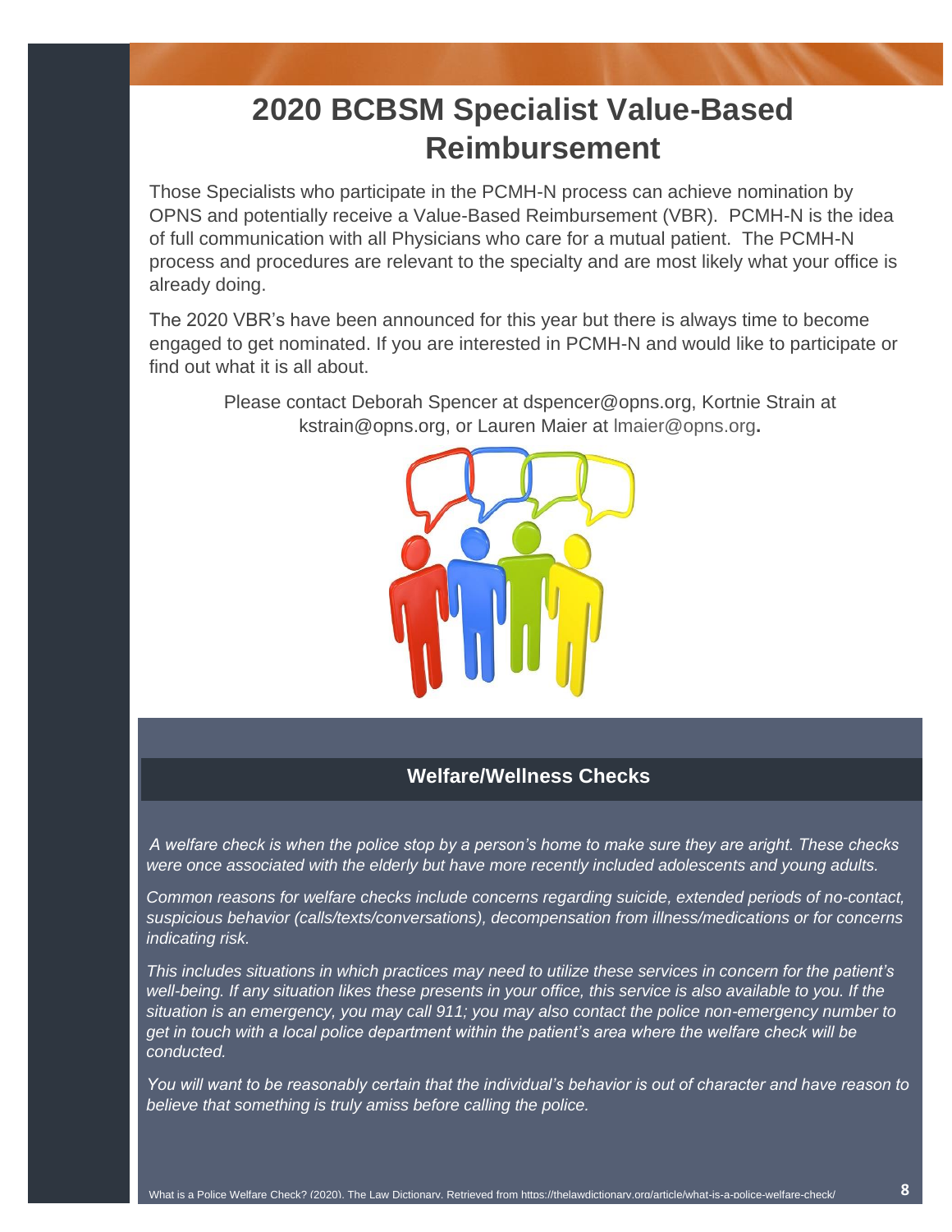# 2020 BCBSM Specialist Value-Based Reimbursement

Those Specialists who participate in the PCMH-N process can achieve nomination by OPNS and potentially receive a Value-Based Reimbursement (VBR). PCMH-N is the idea of full communication with all Physicians who care for a mutual patient. The PCMH-N process and procedures are relevant to the specialty and are most likely what your office is already doing.

The 2020 VBR's have been announced for this year but there is always time to become engaged to get nominated. If you are interested in PCMH-N and would like to participate or find out what it is all about.

Please contact Deborah Spencer at dspencer@opns.org, Kortnie Strain at kstrain@opns.org, or Lauren Maier at lmaier@opns.org.

## Welfare/Wellness Checks

*A welfare check is when the police stop by a person's home to make sure they are aright. These checks were once associated with the elderly but have more recently included adolescents and young adults.*

*Common reasons for welfare checks include concerns regarding suicide, extended periods of no-contact, suspicious behavior (calls/texts/conversations), decompensation from illness/medications or for concerns indicating risk.*

*This includes situations in which practices may need to utilize these services in concern for the patient's well-being. If any situation likes these presents in your office, this service is also available to you. If the situation is an emergency, you may call 911; you may also contact the police non-emergency number to get in touch with a local police department within the patient's area where the welfare check will be conducted.*

*You will want to be reasonably certain that the individual's behavior is out of character and have reason to believe that something is truly amiss before calling the police.*

What is a Police Welfare Check? (2020). The Law Dictionary. Retrieved from https://thelawdictionary.org/article/what-is-a-police-welfare-check/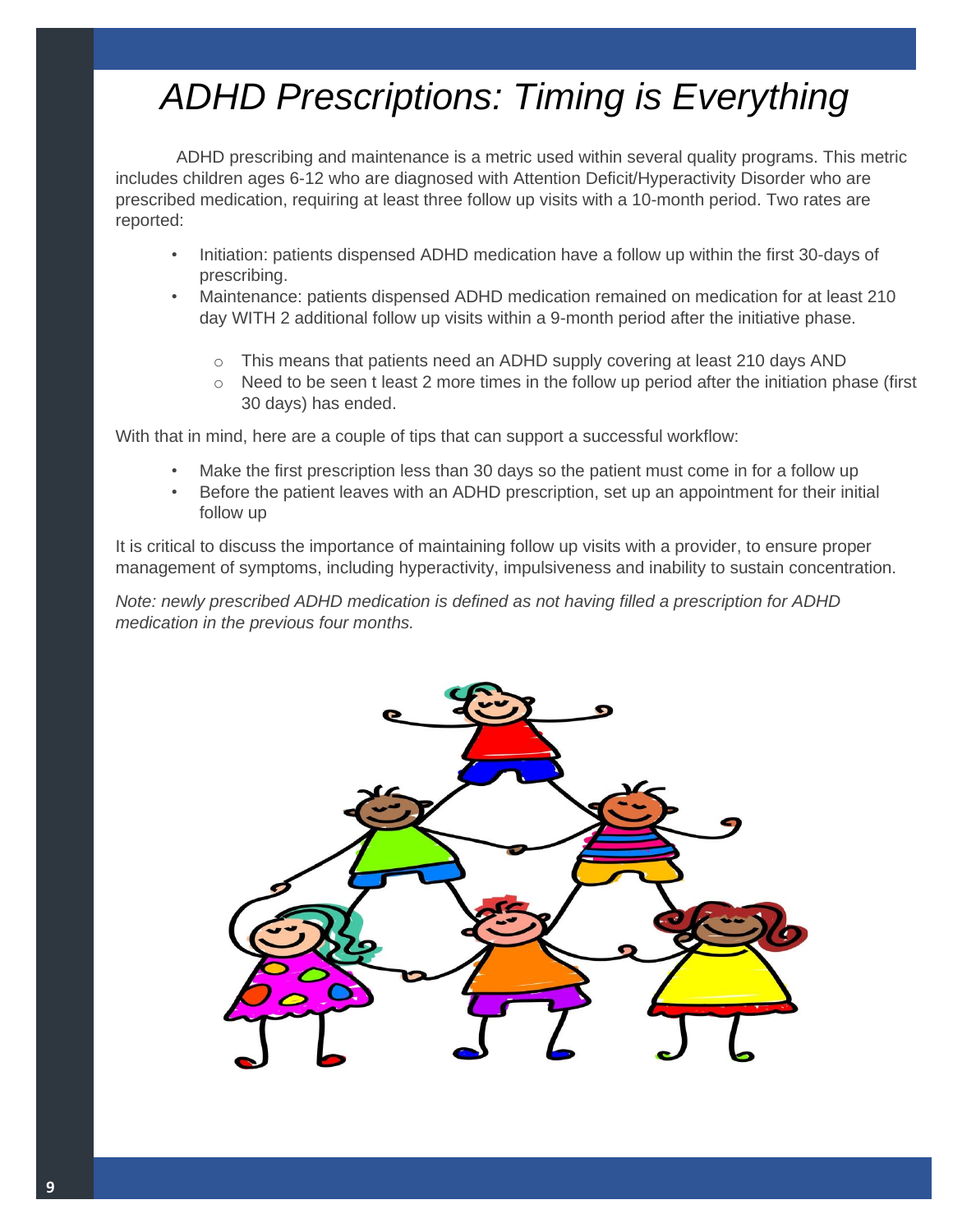# ADHD Prescriptions: Timing is Everything

ADHD prescribing and maintenance is a metric used within several quality programs. This metric includes children ages 6-12 who are diagnosed with Attention Deficit/Hyperactivity Disorder who are prescribed medication, requiring at least three follow up visits with a 10-month period. Two rates are reported:

- Initiation: patients dispensed ADHD medication have a follow up within the first 30-days of prescribing.
- Maintenance: patients dispensed ADHD medication remained on medication for at least 210 day WITH 2 additional follow up visits within a 9-month period after the initiative phase.
    - This means that patients need an ADHD supply covering at least 210 days AND
    - Need to be seen t least 2 more times in the follow up period after the initiation phase (first 30 days) has ended.

With that in mind, here are a couple of tips that can support a successful workflow:

- Make the first prescription less than 30 days so the patient must come in for a follow up
- Before the patient leaves with an ADHD prescription, set up an appointment for their initial follow up

It is critical to discuss the importance of maintaining follow up visits with a provider, to ensure proper management of symptoms, including hyperactivity, impulsiveness and inability to sustain concentration.

*Note: newly prescribed ADHD medication is defined as not having filled a prescription for ADHD medication in the previous four months.*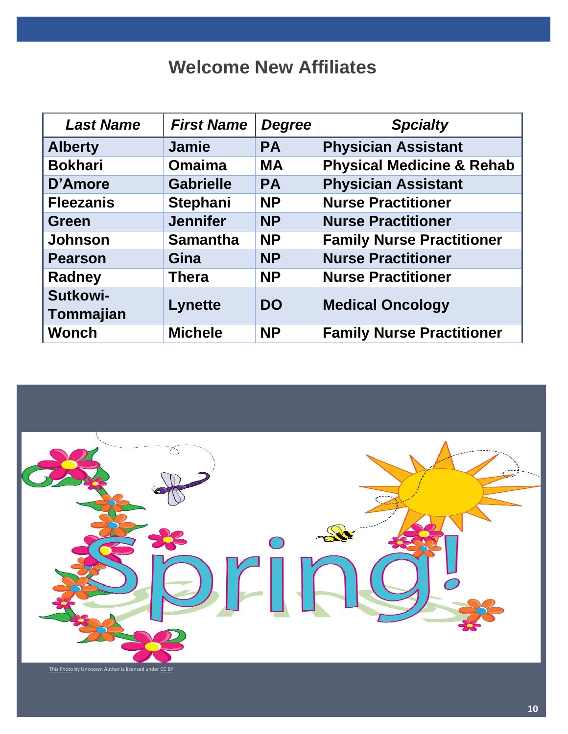## Welcome New Affiliates

| *Last Name* | *First Name* | *Degree* | *Spcialty* |
|---|---|---|---|
| **Alberty** | **Jamie** | **PA** | **Physician Assistant** |
| **Bokhari** | **Omaima** | **MA** | **Physical Medicine & Rehab** |
| **D'Amore** | **Gabrielle** | **PA** | **Physician Assistant** |
| **Fleezanis** | **Stephani** | **NP** | **Nurse Practitioner** |
| **Green** | **Jennifer** | **NP** | **Nurse Practitioner** |
| **Johnson** | **Samantha** | **NP** | **Family Nurse Practitioner** |
| **Pearson** | **Gina** | **NP** | **Nurse Practitioner** |
| **Radney** | **Thera** | **NP** | **Nurse Practitioner** |
| **Sutkowi-Tommajian** | **Lynette** | **DO** | **Medical Oncology** |
| **Wonch** | **Michele** | **NP** | **Family Nurse Practitioner** |

This Photo by Unknown Author is licensed under CC BY